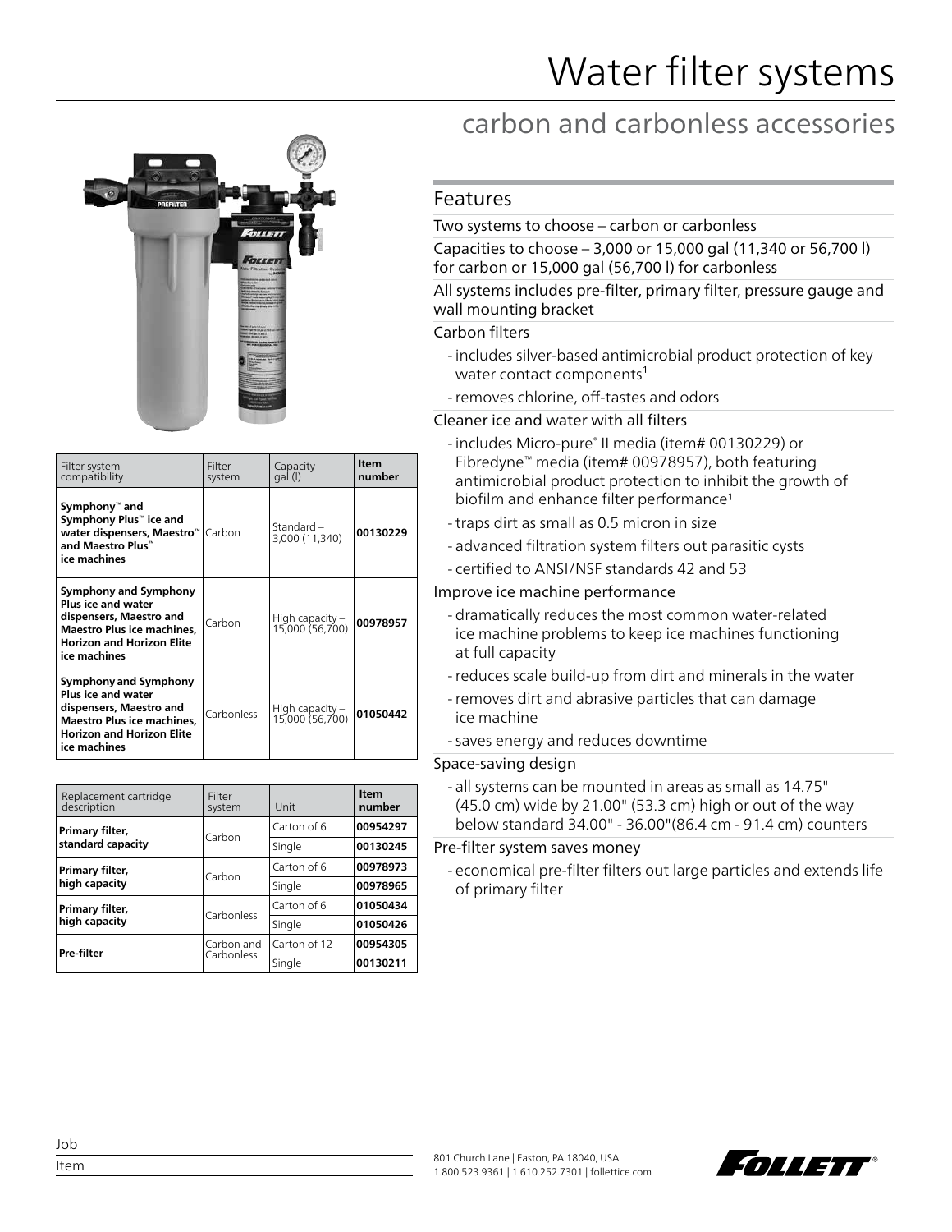# Water filter systems

## carbon and carbonless accessories

| Filter system compatibility | Filter system | Capacity – gal (l) | Item number |
|---|---|---|---|
| **Symphony™ and Symphony Plus™ ice and water dispensers, Maestro™ and Maestro Plus™ ice machines** | Carbon | Standard – 3,000 (11,340) | **00130229** |
| **Symphony and Symphony Plus ice and water dispensers, Maestro and Maestro Plus ice machines, Horizon and Horizon Elite ice machines** | Carbon | High capacity – 15,000 (56,700) | **00978957** |
| **Symphony and Symphony Plus ice and water dispensers, Maestro and Maestro Plus ice machines, Horizon and Horizon Elite ice machines** | Carbonless | High capacity – 15,000 (56,700) | **01050442** |

| Replacement cartridge description | Filter system | Unit | Item number |
|---|---|---|---|
| **Primary filter, standard capacity** | Carbon | Carton of 6 | **00954297** |
| | | Single | **00130245** |
| **Primary filter, high capacity** | Carbon | Carton of 6 | **00978973** |
| | | Single | **00978965** |
| **Primary filter, high capacity** | Carbonless | Carton of 6 | **01050434** |
| | | Single | **01050426** |
| **Pre-filter** | Carbon and Carbonless | Carton of 12 | **00954305** |
| | | Single | **00130211** |

## Features

Two systems to choose – carbon or carbonless

Capacities to choose – 3,000 or 15,000 gal (11,340 or 56,700 l) for carbon or 15,000 gal (56,700 l) for carbonless

All systems includes pre-filter, primary filter, pressure gauge and wall mounting bracket

Carbon filters

- includes silver-based antimicrobial product protection of key water contact components[1]
- removes chlorine, off-tastes and odors

Cleaner ice and water with all filters

- includes Micro-pure® II media (item# 00130229) or Fibredyne™ media (item# 00978957), both featuring antimicrobial product protection to inhibit the growth of biofilm and enhance filter performance[1]
- traps dirt as small as 0.5 micron in size
- advanced filtration system filters out parasitic cysts
- certified to ANSI/NSF standards 42 and 53

Improve ice machine performance

- dramatically reduces the most common water-related ice machine problems to keep ice machines functioning at full capacity
- reduces scale build-up from dirt and minerals in the water
- removes dirt and abrasive particles that can damage ice machine
- saves energy and reduces downtime

Space-saving design

- all systems can be mounted in areas as small as 14.75" (45.0 cm) wide by 21.00" (53.3 cm) high or out of the way below standard 34.00" - 36.00"(86.4 cm - 91.4 cm) counters

Pre-filter system saves money

- economical pre-filter filters out large particles and extends life of primary filter

Job

Item

801 Church Lane | Easton, PA 18040, USA
1.800.523.9361 | 1.610.252.7301 | follettice.com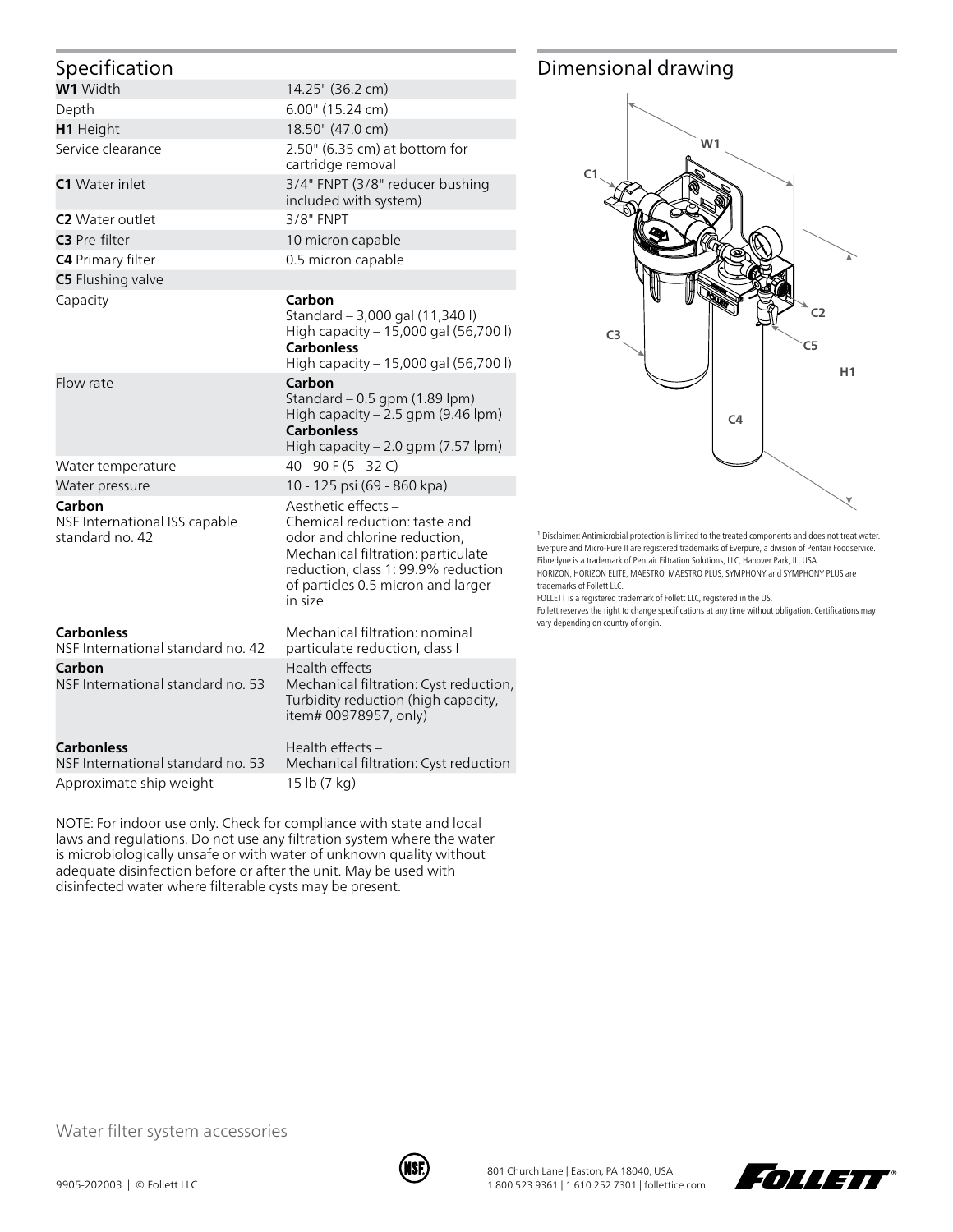## Specification

| | |
|---|---|
| **W1** Width | 14.25" (36.2 cm) |
| Depth | 6.00" (15.24 cm) |
| **H1** Height | 18.50" (47.0 cm) |
| Service clearance | 2.50" (6.35 cm) at bottom for cartridge removal |
| **C1** Water inlet | 3/4" FNPT (3/8" reducer bushing included with system) |
| **C2** Water outlet | 3/8" FNPT |
| **C3** Pre-filter | 10 micron capable |
| **C4** Primary filter | 0.5 micron capable |
| **C5** Flushing valve | |
| Capacity | **Carbon**<br>Standard – 3,000 gal (11,340 l)<br>High capacity – 15,000 gal (56,700 l)<br>**Carbonless**<br>High capacity – 15,000 gal (56,700 l) |
| Flow rate | **Carbon**<br>Standard – 0.5 gpm (1.89 lpm)<br>High capacity – 2.5 gpm (9.46 lpm)<br>**Carbonless**<br>High capacity – 2.0 gpm (7.57 lpm) |
| Water temperature | 40 - 90 F (5 - 32 C) |
| Water pressure | 10 - 125 psi (69 - 860 kpa) |
| **Carbon**<br>NSF International ISS capable standard no. 42 | Aesthetic effects –<br>Chemical reduction: taste and odor and chlorine reduction,<br>Mechanical filtration: particulate reduction, class 1: 99.9% reduction of particles 0.5 micron and larger in size |
| **Carbonless**<br>NSF International standard no. 42 | Mechanical filtration: nominal particulate reduction, class I |
| **Carbon**<br>NSF International standard no. 53 | Health effects –<br>Mechanical filtration: Cyst reduction, Turbidity reduction (high capacity, item# 00978957, only) |
| **Carbonless**<br>NSF International standard no. 53 | Health effects –<br>Mechanical filtration: Cyst reduction |
| Approximate ship weight | 15 lb (7 kg) |

NOTE: For indoor use only. Check for compliance with state and local laws and regulations. Do not use any filtration system where the water is microbiologically unsafe or with water of unknown quality without adequate disinfection before or after the unit. May be used with disinfected water where filterable cysts may be present.

## Dimensional drawing

W1
C1
C2
C3
C5
H1
C4

[1] Disclaimer: Antimicrobial protection is limited to the treated components and does not treat water.
Everpure and Micro-Pure II are registered trademarks of Everpure, a division of Pentair Foodservice.
Fibredyne is a trademark of Pentair Filtration Solutions, LLC, Hanover Park, IL, USA.
HORIZON, HORIZON ELITE, MAESTRO, MAESTRO PLUS, SYMPHONY and SYMPHONY PLUS are trademarks of Follett LLC.
FOLLETT is a registered trademark of Follett LLC, registered in the US.
Follett reserves the right to change specifications at any time without obligation. Certifications may vary depending on country of origin.

Water filter system accessories

9905-202003 | © Follett LLC

801 Church Lane | Easton, PA 18040, USA
1.800.523.9361 | 1.610.252.7301 | follettice.com